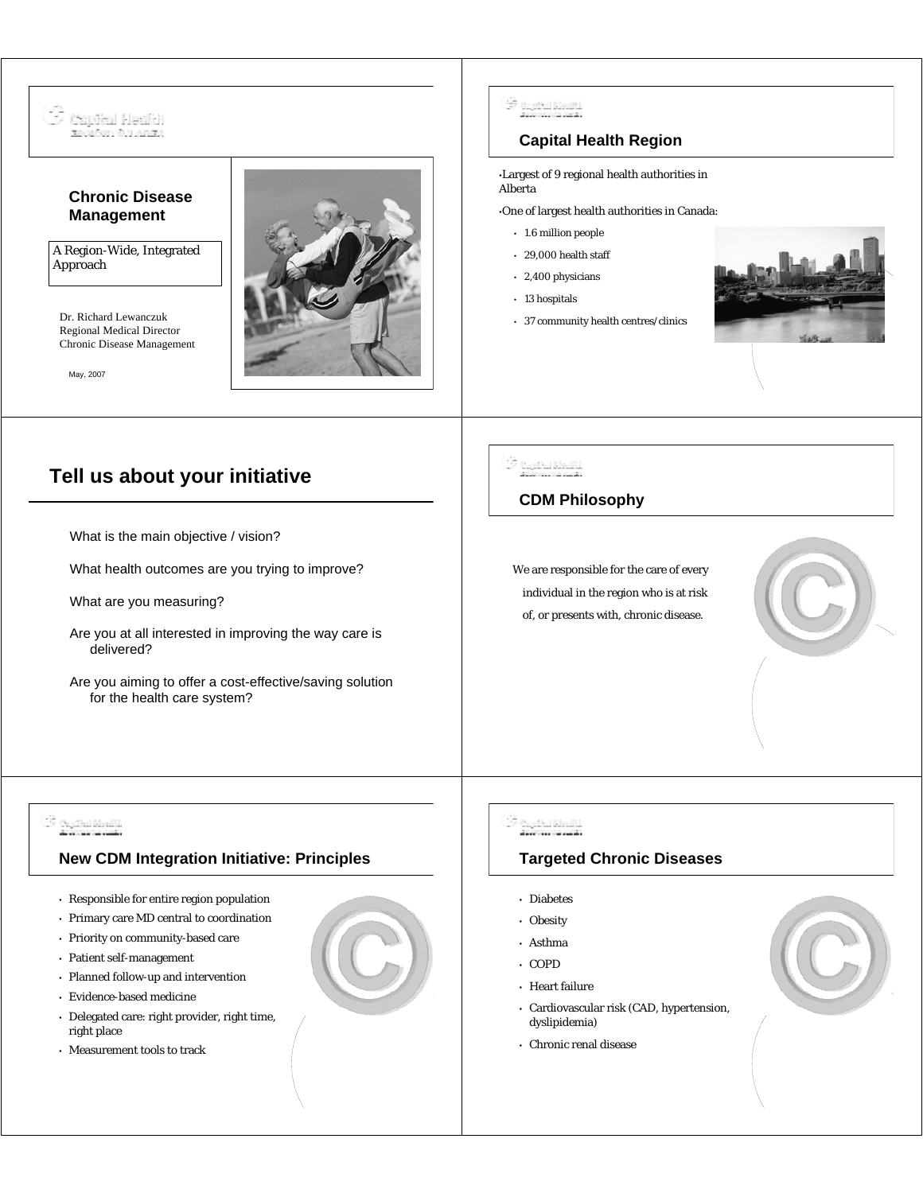## Chronic Disease Management

A Region-Wide, Integrated Approach

Dr. Richard Lewanczuk
Regional Medical Director
Chronic Disease Management

May, 2007

## Capital Health Region

- Largest of 9 regional health authorities in Alberta
- One of largest health authorities in Canada:
  - 1.6 million people
  - 29,000 health staff
  - 2,400 physicians
  - 13 hospitals
  - 37 community health centres/clinics

## Tell us about your initiative

What is the main objective / vision?

What health outcomes are you trying to improve?

What are you measuring?

Are you at all interested in improving the way care is delivered?

Are you aiming to offer a cost-effective/saving solution for the health care system?

## CDM Philosophy

We are responsible for the care of every individual in the region who is at risk of, or presents with, chronic disease.

## New CDM Integration Initiative: Principles

- Responsible for entire region population
- Primary care MD central to coordination
- Priority on community-based care
- Patient self-management
- Planned follow-up and intervention
- Evidence-based medicine
- Delegated care: right provider, right time, right place
- Measurement tools to track

## Targeted Chronic Diseases

- Diabetes
- Obesity
- Asthma
- COPD
- Heart failure
- Cardiovascular risk (CAD, hypertension, dyslipidemia)
- Chronic renal disease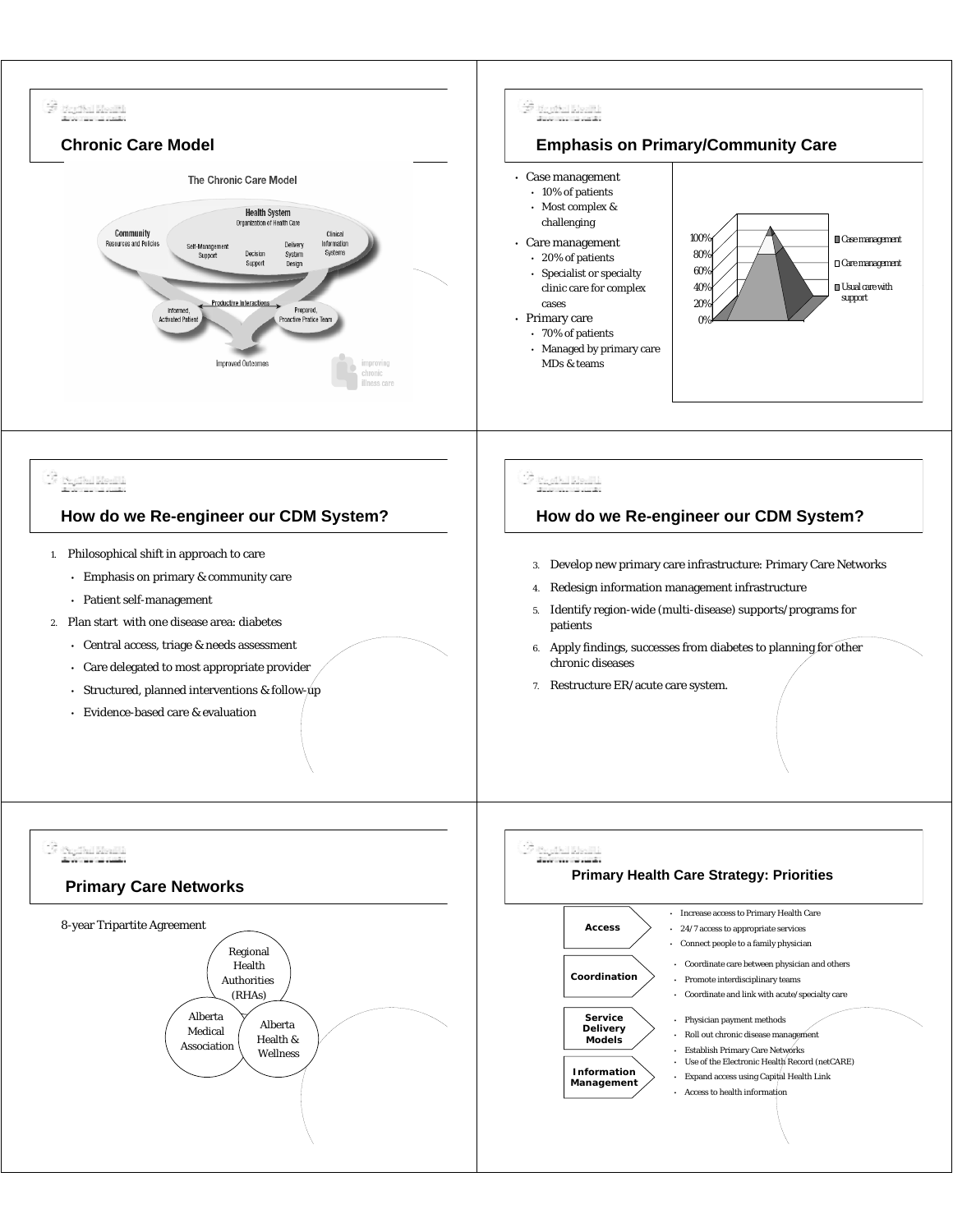## Chronic Care Model

The Chronic Care Model

Community — Resources and Policies

Health System — Organization of Health Care

Self-Management Support | Decision Support | Delivery System Design | Clinical Information Systems

Informed, Activated Patient ← Productive Interactions → Prepared, Proactive Practice Team

Improved Outcomes

## Emphasis on Primary/Community Care

- Case management
  - 10% of patients
  - Most complex & challenging
- Care management
  - 20% of patients
  - Specialist or specialty clinic care for complex cases
- Primary care
  - 70% of patients
  - Managed by primary care MDs & teams

100% / 80% / 60% / 40% / 20% / 0%

- Case management
- Care management
- Usual care with support

## How do we Re-engineer our CDM System?

1. Philosophical shift in approach to care
   - Emphasis on primary & community care
   - Patient self-management
2. Plan start with one disease area: diabetes
   - Central access, triage & needs assessment
   - Care delegated to most appropriate provider
   - Structured, planned interventions & follow-up
   - Evidence-based care & evaluation

## How do we Re-engineer our CDM System?

3. Develop new primary care infrastructure: Primary Care Networks
4. Redesign information management infrastructure
5. Identify region-wide (multi-disease) supports/programs for patients
6. Apply findings, successes from diabetes to planning for other chronic diseases
7. Restructure ER/acute care system.

## Primary Care Networks

8-year Tripartite Agreement

- Regional Health Authorities (RHAs)
- Alberta Medical Association
- Alberta Health & Wellness

## Primary Health Care Strategy: Priorities

**Access**
- Increase access to Primary Health Care
- 24/7 access to appropriate services
- Connect people to a family physician

**Coordination**
- Coordinate care between physician and others
- Promote interdisciplinary teams
- Coordinate and link with acute/specialty care

**Service Delivery Models**
- Physician payment methods
- Roll out chronic disease management
- Establish Primary Care Networks

**Information Management**
- Use of the Electronic Health Record (netCARE)
- Expand access using Capital Health Link
- Access to health information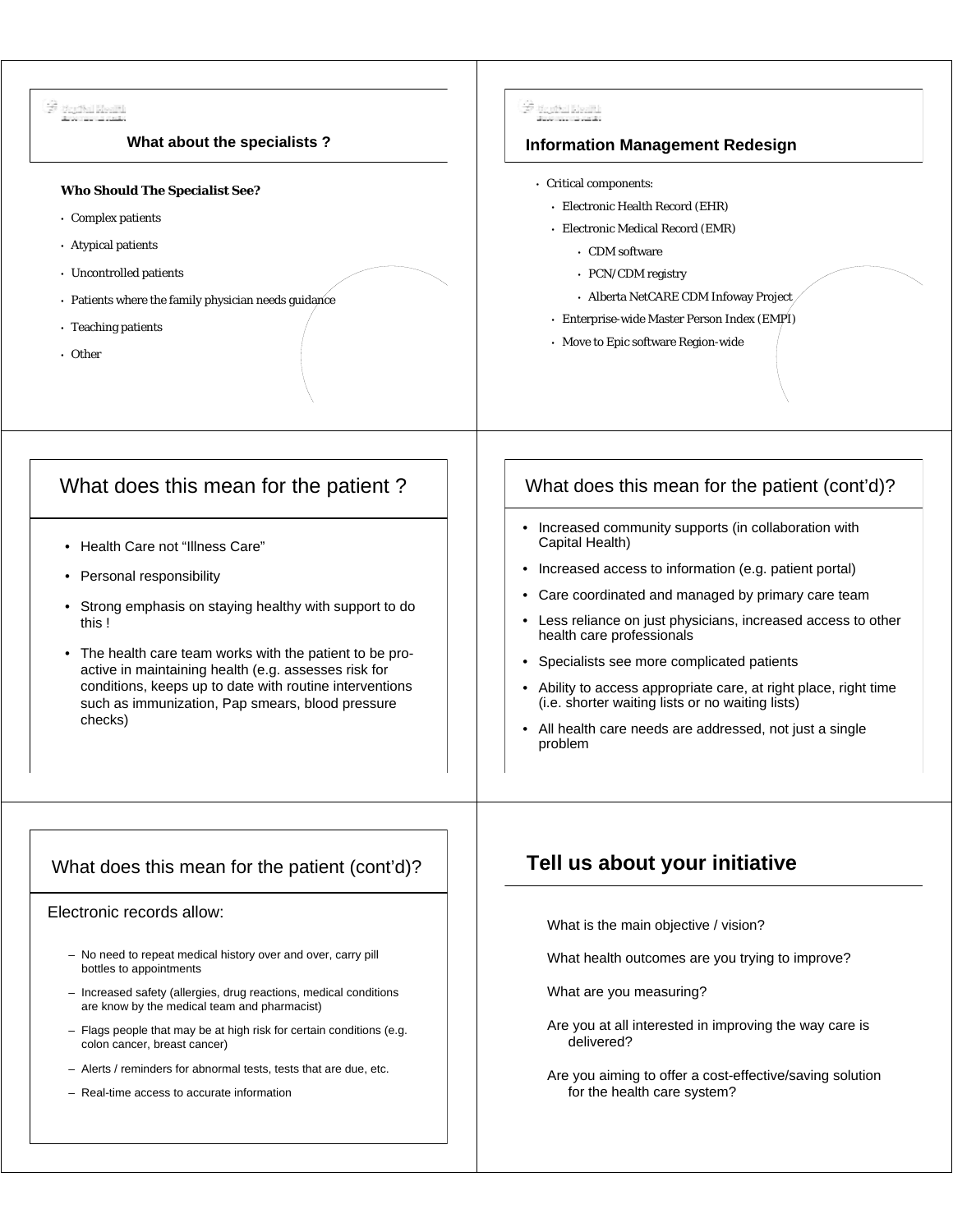## What about the specialists ?

**Who Should The Specialist See?**

- Complex patients
- Atypical patients
- Uncontrolled patients
- Patients where the family physician needs guidance
- Teaching patients
- Other

## Information Management Redesign

- Critical components:
  - Electronic Health Record (EHR)
  - Electronic Medical Record (EMR)
    - CDM software
    - PCN/CDM registry
    - Alberta NetCARE CDM Infoway Project
  - Enterprise-wide Master Person Index (EMPI)
  - Move to Epic software Region-wide

## What does this mean for the patient ?

- Health Care not "Illness Care"
- Personal responsibility
- Strong emphasis on staying healthy with support to do this !
- The health care team works with the patient to be pro-active in maintaining health (e.g. assesses risk for conditions, keeps up to date with routine interventions such as immunization, Pap smears, blood pressure checks)

## What does this mean for the patient (cont'd)?

- Increased community supports (in collaboration with Capital Health)
- Increased access to information (e.g. patient portal)
- Care coordinated and managed by primary care team
- Less reliance on just physicians, increased access to other health care professionals
- Specialists see more complicated patients
- Ability to access appropriate care, at right place, right time (i.e. shorter waiting lists or no waiting lists)
- All health care needs are addressed, not just a single problem

## What does this mean for the patient (cont'd)?

Electronic records allow:

- No need to repeat medical history over and over, carry pill bottles to appointments
- Increased safety (allergies, drug reactions, medical conditions are know by the medical team and pharmacist)
- Flags people that may be at high risk for certain conditions (e.g. colon cancer, breast cancer)
- Alerts / reminders for abnormal tests, tests that are due, etc.
- Real-time access to accurate information

## Tell us about your initiative

What is the main objective / vision?

What health outcomes are you trying to improve?

What are you measuring?

Are you at all interested in improving the way care is delivered?

Are you aiming to offer a cost-effective/saving solution for the health care system?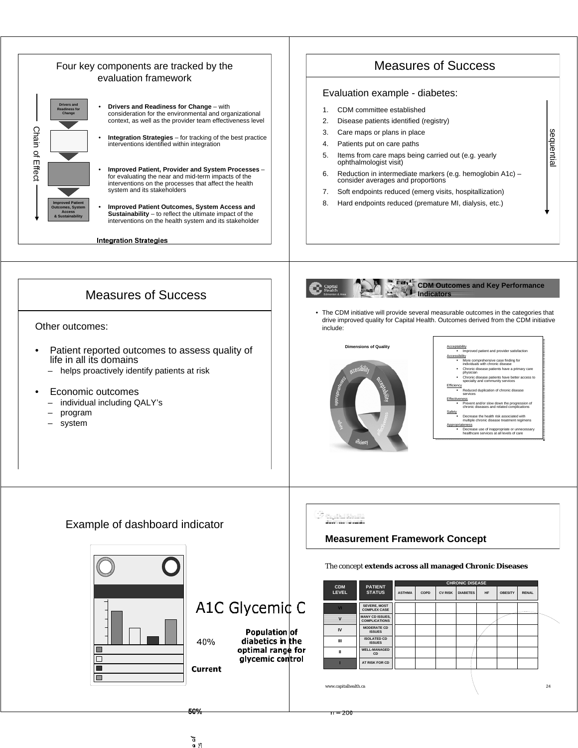## Four key components are tracked by the evaluation framework

Chain of Effect

- **Drivers and Readiness for Change** – with consideration for the environmental and organizational context, as well as the provider team effectiveness level
- **Integration Strategies** – for tracking of the best practice interventions identified within integration
- **Improved Patient, Provider and System Processes** – for evaluating the near and mid-term impacts of the interventions on the processes that affect the health system and its stakeholders
- **Improved Patient Outcomes, System Access and Sustainability** – to reflect the ultimate impact of the interventions on the health system and its stakeholder

Integration Strategies

## Measures of Success

Evaluation example - diabetes:

1. CDM committee established
2. Disease patients identified (registry)
3. Care maps or plans in place
4. Patients put on care paths
5. Items from care maps being carried out (e.g. yearly ophthalmologist visit)
6. Reduction in intermediate markers (e.g. hemoglobin A1c) – consider averages and proportions
7. Soft endpoints reduced (emerg visits, hospitallization)
8. Hard endpoints reduced (premature MI, dialysis, etc.)

sequential

## Measures of Success

Other outcomes:

- Patient reported outcomes to assess quality of life in all its domains
  - helps proactively identify patients at risk
- Economic outcomes
  - individual including QALY's
  - program
  - system

## CDM Outcomes and Key Performance Indicators

- The CDM initiative will provide several measurable outcomes in the categories that drive improved quality for Capital Health. Outcomes derived from the CDM initiative include:

Dimensions of Quality

Acceptability
- Improved patient and provider satisfaction

Accessibility
- More comprehensive case finding for individuals with chronic disease
- Chronic disease patients have a primary care physician
- Chronic disease patients have better access to specialty and community services

Efficiency
- Reduced duplication of chronic disease services

Effectiveness
- Prevent and/or slow down the progression of chronic diseases and related complications

Safety
- Decrease the health risk associated with multiple chronic disease treatment regimens

Appropriateness
- Decrease use of inappropriate or unnecessary healthcare services at all levels of care

## Example of dashboard indicator

A1C Glycemic C

40%

Current

Population of diabetics in the optimal range for glycemic control

50%

n = 200

## Measurement Framework Concept

The concept **extends across all managed Chronic Diseases**

| CDM LEVEL | PATIENT STATUS | ASTHMA | COPD | CV RISK | DIABETES | HF | OBESITY | RENAL |
|---|---|---|---|---|---|---|---|---|
| VI | SEVERE, MOST COMPLEX CASE | | | | | | | |
| V | MANY CD ISSUES, COMPLICATIONS | | | | | | | |
| IV | MODERATE CD ISSUES | | | | | | | |
| III | ISOLATED CD ISSUES | | | | | | | |
| II | WELL-MANAGED CD | | | | | | | |
| I | AT RISK FOR CD | | | | | | | |

(CHRONIC DISEASE spans ASTHMA through RENAL)

www.capitalhealth.ca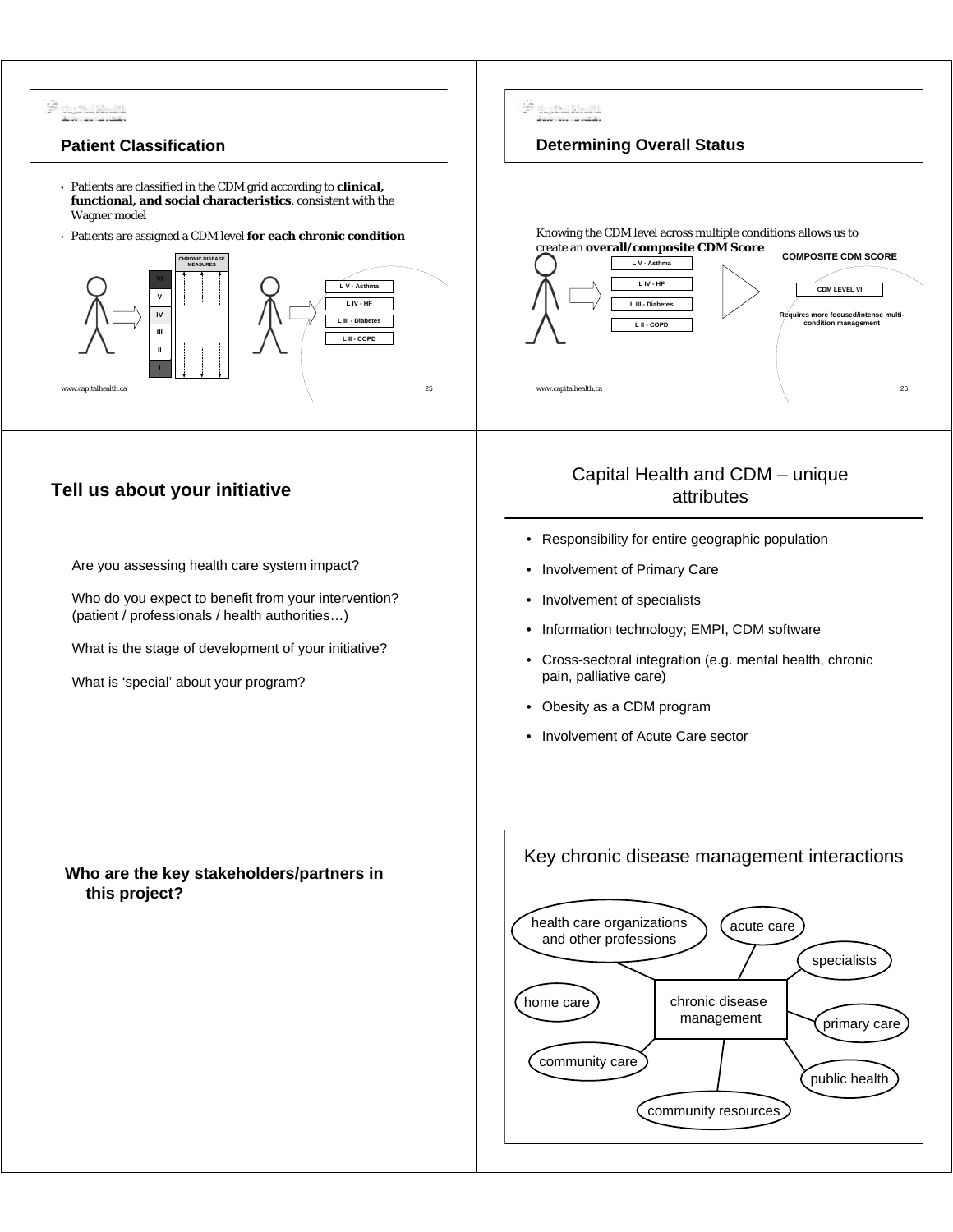## Patient Classification

- Patients are classified in the CDM grid according to **clinical, functional, and social characteristics**, consistent with the Wagner model
- Patients are assigned a CDM level **for each chronic condition**

CHRONIC DISEASE MEASURES

VI
V
IV
III
II
I

L V - Asthma
L IV - HF
L III - Diabetes
L II - COPD

www.capitalhealth.ca

## Determining Overall Status

Knowing the CDM level across multiple conditions allows us to create an **overall/composite CDM Score**

L V - Asthma
L IV - HF
L III - Diabetes
L II - COPD

**COMPOSITE CDM SCORE**

CDM LEVEL VI

Requires more focused/intense multi-condition management

www.capitalhealth.ca

## Tell us about your initiative

Are you assessing health care system impact?

Who do you expect to benefit from your intervention? (patient / professionals / health authorities…)

What is the stage of development of your initiative?

What is 'special' about your program?

## Capital Health and CDM – unique attributes

- Responsibility for entire geographic population
- Involvement of Primary Care
- Involvement of specialists
- Information technology; EMPI, CDM software
- Cross-sectoral integration (e.g. mental health, chronic pain, palliative care)
- Obesity as a CDM program
- Involvement of Acute Care sector

## Who are the key stakeholders/partners in this project?

## Key chronic disease management interactions

chronic disease management

health care organizations and other professions
acute care
specialists
home care
primary care
community care
public health
community resources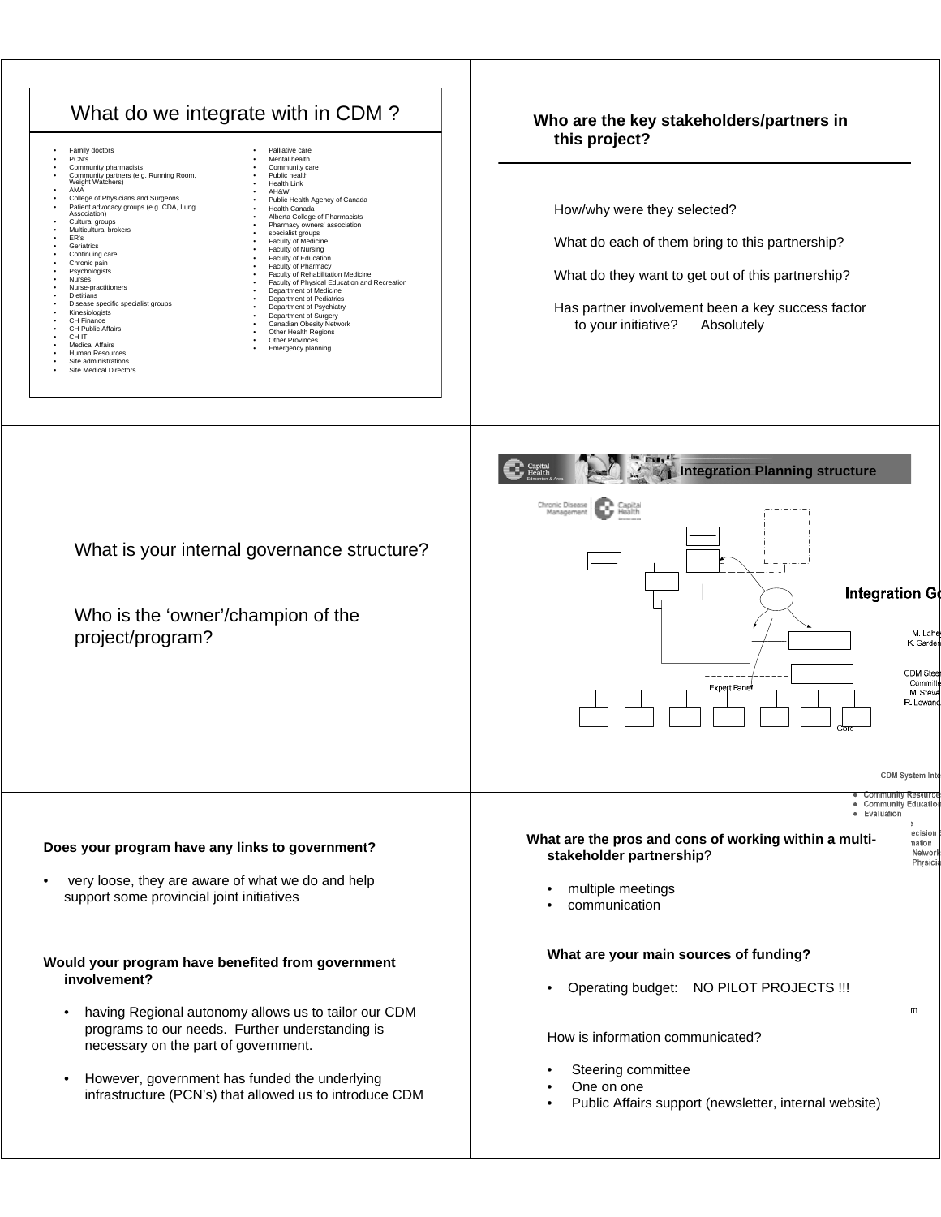## What do we integrate with in CDM ?

- Family doctors
- PCN's
- Community pharmacists
- Community partners (e.g. Running Room, Weight Watchers)
- AMA
- College of Physicians and Surgeons
- Patient advocacy groups (e.g. CDA, Lung Association)
- Cultural groups
- Multicultural brokers
- ER's
- Geriatrics
- Continuing care
- Chronic pain
- Psychologists
- Nurses
- Nurse-practitioners
- Dietitians
- Disease specific specialist groups
- Kinesiologists
- CH Finance
- CH Public Affairs
- CH IT
- Medical Affairs
- Human Resources
- Site administrations
- Site Medical Directors
- Palliative care
- Mental health
- Community care
- Public health
- Health Link
- AH&W
- Public Health Agency of Canada
- Health Canada
- Alberta College of Pharmacists
- Pharmacy owners' association
- specialist groups
- Faculty of Medicine
- Faculty of Nursing
- Faculty of Education
- Faculty of Pharmacy
- Faculty of Rehabilitation Medicine
- Faculty of Physical Education and Recreation
- Department of Medicine
- Department of Pediatrics
- Department of Psychiatry
- Department of Surgery
- Canadian Obesity Network
- Other Health Regions
- Other Provinces
- Emergency planning

**Who are the key stakeholders/partners in this project?**

How/why were they selected?

What do each of them bring to this partnership?

What do they want to get out of this partnership?

Has partner involvement been a key success factor to your initiative? Absolutely

What is your internal governance structure?

Who is the 'owner'/champion of the project/program?

**Integration Planning structure**

Chronic Disease Management | Capital Health

Integration Go

M. Lahey
K. Garden

CDM Steering Committee
M. Stewa
R. Lewand

Expert Panel

Core

CDM System Inte

- Community Resources
- Community Education
- Evaluation

**Does your program have any links to government?**

- very loose, they are aware of what we do and help support some provincial joint initiatives

**Would your program have benefited from government involvement?**

- having Regional autonomy allows us to tailor our CDM programs to our needs. Further understanding is necessary on the part of government.
- However, government has funded the underlying infrastructure (PCN's) that allowed us to introduce CDM

**What are the pros and cons of working within a multi-stakeholder partnership**?

- multiple meetings
- communication

**What are your main sources of funding?**

- Operating budget: NO PILOT PROJECTS !!!

How is information communicated?

- Steering committee
- One on one
- Public Affairs support (newsletter, internal website)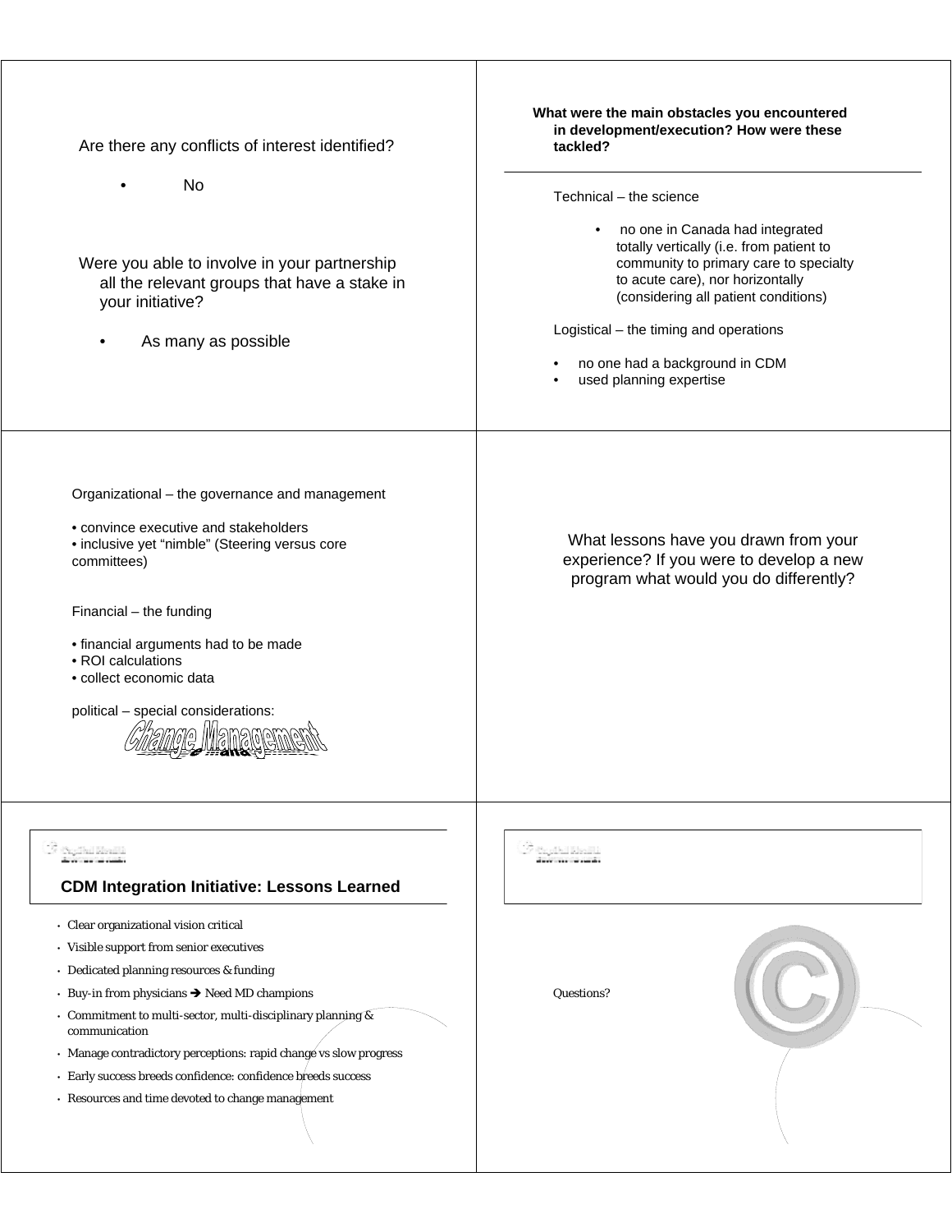Are there any conflicts of interest identified?

- No

Were you able to involve in your partnership all the relevant groups that have a stake in your initiative?

- As many as possible

**What were the main obstacles you encountered in development/execution? How were these tackled?**

Technical – the science

- no one in Canada had integrated totally vertically (i.e. from patient to community to primary care to specialty to acute care), nor horizontally (considering all patient conditions)

Logistical – the timing and operations

- no one had a background in CDM
- used planning expertise

Organizational – the governance and management

- convince executive and stakeholders
- inclusive yet "nimble" (Steering versus core committees)

Financial – the funding

- financial arguments had to be made
- ROI calculations
- collect economic data

political – special considerations:

Change Management

What lessons have you drawn from your experience? If you were to develop a new program what would you do differently?

## CDM Integration Initiative: Lessons Learned

- Clear organizational vision critical
- Visible support from senior executives
- Dedicated planning resources & funding
- Buy-in from physicians ➔ Need MD champions
- Commitment to multi-sector, multi-disciplinary planning & communication
- Manage contradictory perceptions: rapid change vs slow progress
- Early success breeds confidence: confidence breeds success
- Resources and time devoted to change management

Questions?